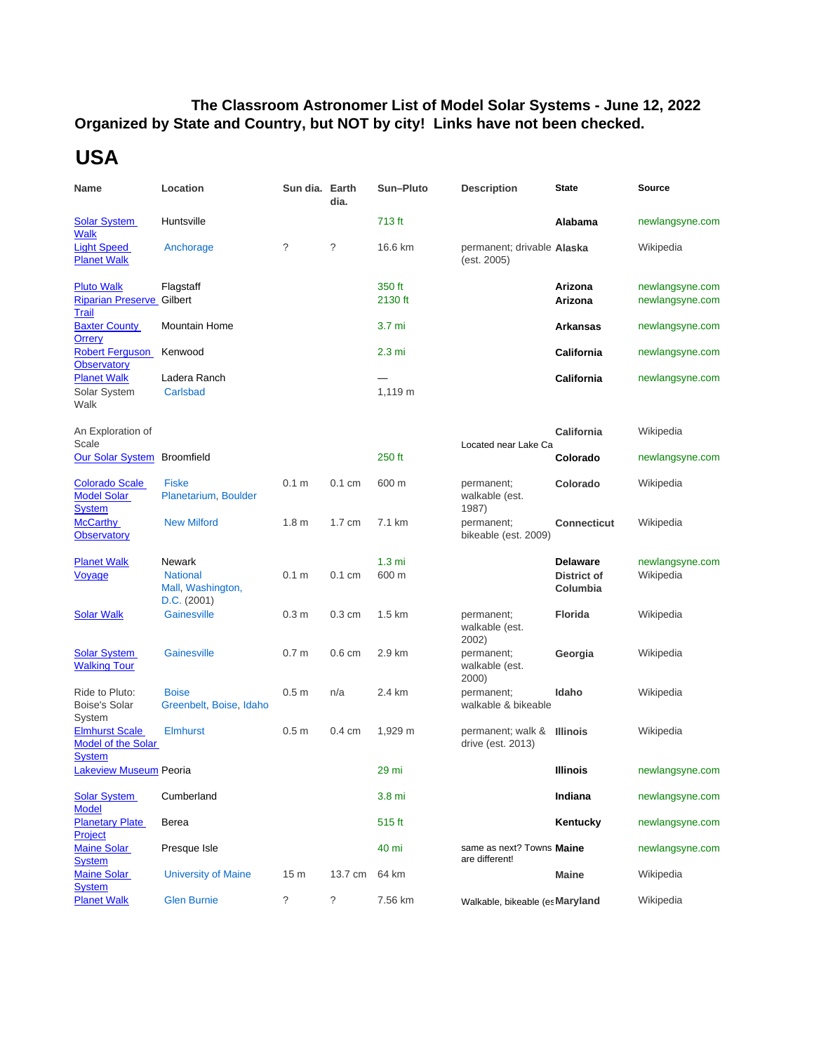**The Classroom Astronomer List of Model Solar Systems - June 12, 2022**
**Organized by State and Country, but NOT by city! Links have not been checked.**

# USA

| Name | Location | Sun dia. | Earth dia. | Sun–Pluto | Description | State | Source |
|---|---|---|---|---|---|---|---|
| Solar System Walk | Huntsville | | | 713 ft | | **Alabama** | newlangsyne.com |
| Light Speed Planet Walk | Anchorage | ? | ? | 16.6 km | permanent; drivable (est. 2005) | **Alaska** | Wikipedia |
| Pluto Walk | Flagstaff | | | 350 ft | | **Arizona** | newlangsyne.com |
| Riparian Preserve Trail | Gilbert | | | 2130 ft | | **Arizona** | newlangsyne.com |
| Baxter County Orrery | Mountain Home | | | 3.7 mi | | **Arkansas** | newlangsyne.com |
| Robert Ferguson Observatory | Kenwood | | | 2.3 mi | | **California** | newlangsyne.com |
| Planet Walk | Ladera Ranch | | | — | | **California** | newlangsyne.com |
| Solar System Walk | Carlsbad | | | 1,119 m | | | |
| An Exploration of Scale | | | | | Located near Lake Ca | **California** | Wikipedia |
| Our Solar System | Broomfield | | | 250 ft | | **Colorado** | newlangsyne.com |
| Colorado Scale Model Solar System | Fiske Planetarium, Boulder | 0.1 m | 0.1 cm | 600 m | permanent; walkable (est. 1987) | **Colorado** | Wikipedia |
| McCarthy Observatory | New Milford | 1.8 m | 1.7 cm | 7.1 km | permanent; bikeable (est. 2009) | **Connecticut** | Wikipedia |
| Planet Walk | Newark | | | 1.3 mi | | **Delaware** | newlangsyne.com |
| Voyage | National Mall, Washington, D.C. (2001) | 0.1 m | 0.1 cm | 600 m | | **District of Columbia** | Wikipedia |
| Solar Walk | Gainesville | 0.3 m | 0.3 cm | 1.5 km | permanent; walkable (est. 2002) | **Florida** | Wikipedia |
| Solar System Walking Tour | Gainesville | 0.7 m | 0.6 cm | 2.9 km | permanent; walkable (est. 2000) | **Georgia** | Wikipedia |
| Ride to Pluto: Boise's Solar System | Boise Greenbelt, Boise, Idaho | 0.5 m | n/a | 2.4 km | permanent; walkable & bikeable | **Idaho** | Wikipedia |
| Elmhurst Scale Model of the Solar System | Elmhurst | 0.5 m | 0.4 cm | 1,929 m | permanent; walk & drive (est. 2013) | **Illinois** | Wikipedia |
| Lakeview Museum | Peoria | | | 29 mi | | **Illinois** | newlangsyne.com |
| Solar System Model | Cumberland | | | 3.8 mi | | **Indiana** | newlangsyne.com |
| Planetary Plate Project | Berea | | | 515 ft | | **Kentucky** | newlangsyne.com |
| Maine Solar System | Presque Isle | | | 40 mi | same as next? Towns are different! | **Maine** | newlangsyne.com |
| Maine Solar System | University of Maine | 15 m | 13.7 cm | 64 km | | **Maine** | Wikipedia |
| Planet Walk | Glen Burnie | ? | ? | 7.56 km | Walkable, bikeable (es | **Maryland** | Wikipedia |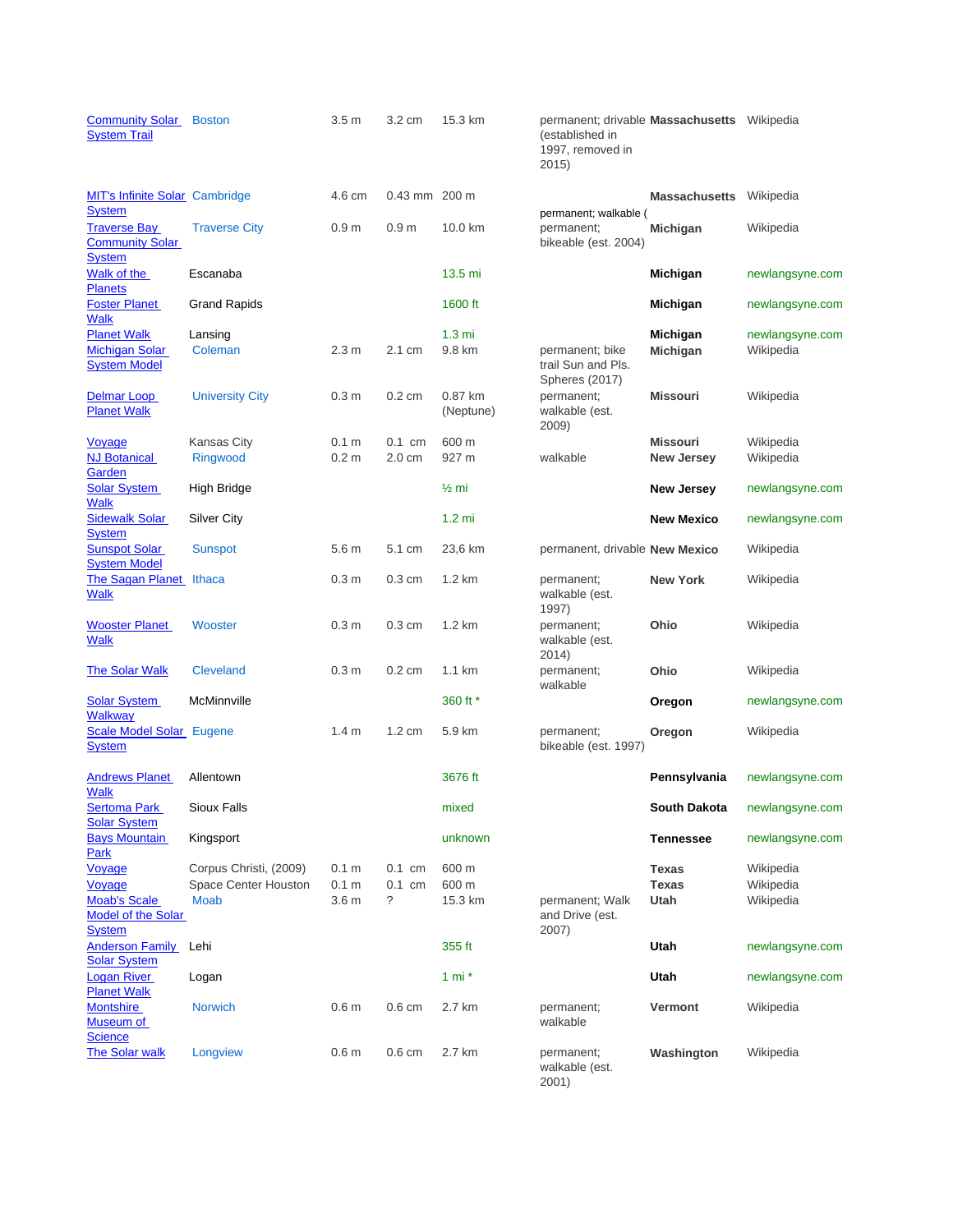| | | | | | | | |
|---|---|---|---|---|---|---|---|
| Community Solar System Trail | Boston | 3.5 m | 3.2 cm | 15.3 km | permanent; drivable (established in 1997, removed in 2015) | **Massachusetts** | Wikipedia |
| MIT's Infinite Solar System | Cambridge | 4.6 cm | 0.43 mm | 200 m | permanent; walkable ( | **Massachusetts** | Wikipedia |
| Traverse Bay Community Solar System | Traverse City | 0.9 m | 0.9 m | 10.0 km | permanent; bikeable (est. 2004) | **Michigan** | Wikipedia |
| Walk of the Planets | Escanaba | | | 13.5 mi | | **Michigan** | newlangsyne.com |
| Foster Planet Walk | Grand Rapids | | | 1600 ft | | **Michigan** | newlangsyne.com |
| Planet Walk | Lansing | | | 1.3 mi | | **Michigan** | newlangsyne.com |
| Michigan Solar System Model | Coleman | 2.3 m | 2.1 cm | 9.8 km | permanent; bike trail Sun and Pls. Spheres (2017) | **Michigan** | Wikipedia |
| Delmar Loop Planet Walk | University City | 0.3 m | 0.2 cm | 0.87 km (Neptune) | permanent; walkable (est. 2009) | **Missouri** | Wikipedia |
| Voyage | Kansas City | 0.1 m | 0.1 cm | 600 m | | **Missouri** | Wikipedia |
| NJ Botanical Garden | Ringwood | 0.2 m | 2.0 cm | 927 m | walkable | **New Jersey** | Wikipedia |
| Solar System Walk | High Bridge | | | ½ mi | | **New Jersey** | newlangsyne.com |
| Sidewalk Solar System | Silver City | | | 1.2 mi | | **New Mexico** | newlangsyne.com |
| Sunspot Solar System Model | Sunspot | 5.6 m | 5.1 cm | 23,6 km | permanent, drivable | **New Mexico** | Wikipedia |
| The Sagan Planet Walk | Ithaca | 0.3 m | 0.3 cm | 1.2 km | permanent; walkable (est. 1997) | **New York** | Wikipedia |
| Wooster Planet Walk | Wooster | 0.3 m | 0.3 cm | 1.2 km | permanent; walkable (est. 2014) | **Ohio** | Wikipedia |
| The Solar Walk | Cleveland | 0.3 m | 0.2 cm | 1.1 km | permanent; walkable | **Ohio** | Wikipedia |
| Solar System Walkway | McMinnville | | | 360 ft * | | **Oregon** | newlangsyne.com |
| Scale Model Solar System | Eugene | 1.4 m | 1.2 cm | 5.9 km | permanent; bikeable (est. 1997) | **Oregon** | Wikipedia |
| Andrews Planet Walk | Allentown | | | 3676 ft | | **Pennsylvania** | newlangsyne.com |
| Sertoma Park Solar System | Sioux Falls | | | mixed | | **South Dakota** | newlangsyne.com |
| Bays Mountain Park | Kingsport | | | unknown | | **Tennessee** | newlangsyne.com |
| Voyage | Corpus Christi, (2009) | 0.1 m | 0.1 cm | 600 m | | **Texas** | Wikipedia |
| Voyage | Space Center Houston | 0.1 m | 0.1 cm | 600 m | | **Texas** | Wikipedia |
| Moab's Scale Model of the Solar System | Moab | 3.6 m | ? | 15.3 km | permanent; Walk and Drive (est. 2007) | **Utah** | Wikipedia |
| Anderson Family Solar System | Lehi | | | 355 ft | | **Utah** | newlangsyne.com |
| Logan River Planet Walk | Logan | | | 1 mi * | | **Utah** | newlangsyne.com |
| Montshire Museum of Science | Norwich | 0.6 m | 0.6 cm | 2.7 km | permanent; walkable | **Vermont** | Wikipedia |
| The Solar walk | Longview | 0.6 m | 0.6 cm | 2.7 km | permanent; walkable (est. 2001) | **Washington** | Wikipedia |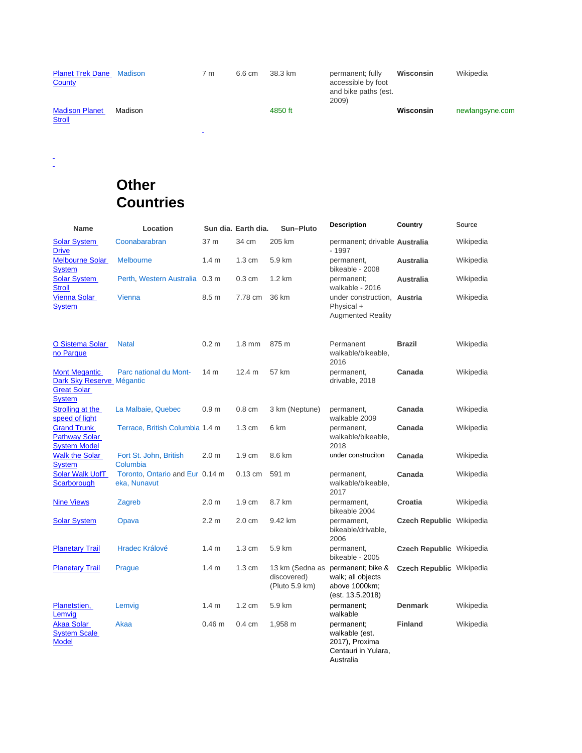| | | | | | | | |
|---|---|---|---|---|---|---|---|
| Planet Trek Dane County | Madison | 7 m | 6.6 cm | 38.3 km | permanent; fully accessible by foot and bike paths (est. 2009) | **Wisconsin** | Wikipedia |
| Madison Planet Stroll | Madison | | | 4850 ft | | **Wisconsin** | newlangsyne.com |

# Other Countries

| Name | Location | Sun dia. | Earth dia. | Sun–Pluto | Description | Country | Source |
|---|---|---|---|---|---|---|---|
| Solar System Drive | Coonabarabran | 37 m | 34 cm | 205 km | permanent; drivable - 1997 | **Australia** | Wikipedia |
| Melbourne Solar System | Melbourne | 1.4 m | 1.3 cm | 5.9 km | permanent, bikeable - 2008 | **Australia** | Wikipedia |
| Solar System Stroll | Perth, Western Australia | 0.3 m | 0.3 cm | 1.2 km | permanent; walkable - 2016 | **Australia** | Wikipedia |
| Vienna Solar System | Vienna | 8.5 m | 7.78 cm | 36 km | under construction, Physical + Augmented Reality | **Austria** | Wikipedia |
| O Sistema Solar no Parque | Natal | 0.2 m | 1.8 mm | 875 m | Permanent walkable/bikeable, 2016 | **Brazil** | Wikipedia |
| Mont Megantic Dark Sky Reserve Great Solar System | Parc national du Mont-Mégantic | 14 m | 12.4 m | 57 km | permanent, drivable, 2018 | **Canada** | Wikipedia |
| Strolling at the speed of light | La Malbaie, Quebec | 0.9 m | 0.8 cm | 3 km (Neptune) | permanent, walkable 2009 | **Canada** | Wikipedia |
| Grand Trunk Pathway Solar System Model | Terrace, British Columbia | 1.4 m | 1.3 cm | 6 km | permanent, walkable/bikeable, 2018 | **Canada** | Wikipedia |
| Walk the Solar System | Fort St. John, British Columbia | 2.0 m | 1.9 cm | 8.6 km | under construciton | **Canada** | Wikipedia |
| Solar Walk UofT Scarborough | Toronto, Ontario and Eureka, Nunavut | 0.14 m | 0.13 cm | 591 m | permanent, walkable/bikeable, 2017 | **Canada** | Wikipedia |
| Nine Views | Zagreb | 2.0 m | 1.9 cm | 8.7 km | permament, bikeable 2004 | **Croatia** | Wikipedia |
| Solar System | Opava | 2.2 m | 2.0 cm | 9.42 km | permament, bikeable/drivable, 2006 | **Czech Republic** | Wikipedia |
| Planetary Trail | Hradec Králové | 1.4 m | 1.3 cm | 5.9 km | permanent, bikeable - 2005 | **Czech Republic** | Wikipedia |
| Planetary Trail | Prague | 1.4 m | 1.3 cm | 13 km (Sedna as discovered) (Pluto 5.9 km) | permanent; bike & walk; all objects above 1000km; (est. 13.5.2018) | **Czech Republic** | Wikipedia |
| Planetstien, Lemvig | Lemvig | 1.4 m | 1.2 cm | 5.9 km | permanent; walkable | **Denmark** | Wikipedia |
| Akaa Solar System Scale Model | Akaa | 0.46 m | 0.4 cm | 1,958 m | permanent; walkable (est. 2017), Proxima Centauri in Yulara, Australia | **Finland** | Wikipedia |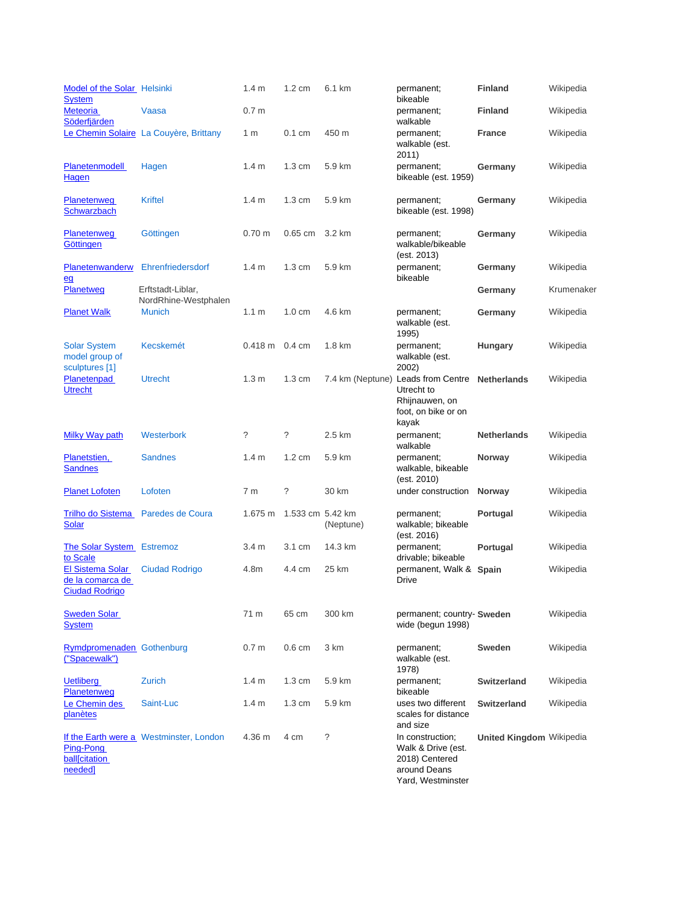| | | | | | | | |
|---|---|---|---|---|---|---|---|
| Model of the Solar System | Helsinki | 1.4 m | 1.2 cm | 6.1 km | permanent; bikeable | **Finland** | Wikipedia |
| Meteoria Söderfjärden | Vaasa | 0.7 m | | | permanent; walkable | **Finland** | Wikipedia |
| Le Chemin Solaire | La Couyère, Brittany | 1 m | 0.1 cm | 450 m | permanent; walkable (est. 2011) | **France** | Wikipedia |
| Planetenmodell Hagen | Hagen | 1.4 m | 1.3 cm | 5.9 km | permanent; bikeable (est. 1959) | **Germany** | Wikipedia |
| Planetenweg Schwarzbach | Kriftel | 1.4 m | 1.3 cm | 5.9 km | permanent; bikeable (est. 1998) | **Germany** | Wikipedia |
| Planetenweg Göttingen | Göttingen | 0.70 m | 0.65 cm | 3.2 km | permanent; walkable/bikeable (est. 2013) | **Germany** | Wikipedia |
| Planetenwanderweg | Ehrenfriedersdorf | 1.4 m | 1.3 cm | 5.9 km | permanent; bikeable | **Germany** | Wikipedia |
| Planetweg | Erftstadt-Liblar, NordRhine-Westphalen | | | | | **Germany** | Krumenaker |
| Planet Walk | Munich | 1.1 m | 1.0 cm | 4.6 km | permanent; walkable (est. 1995) | **Germany** | Wikipedia |
| Solar System model group of sculptures [1] | Kecskemét | 0.418 m | 0.4 cm | 1.8 km | permanent; walkable (est. 2002) | **Hungary** | Wikipedia |
| Planetenpad Utrecht | Utrecht | 1.3 m | 1.3 cm | 7.4 km (Neptune) | Leads from Centre Utrecht to Rhijnauwen, on foot, on bike or on kayak | **Netherlands** | Wikipedia |
| Milky Way path | Westerbork | ? | ? | 2.5 km | permanent; walkable | **Netherlands** | Wikipedia |
| Planetstien, Sandnes | Sandnes | 1.4 m | 1.2 cm | 5.9 km | permanent; walkable, bikeable (est. 2010) | **Norway** | Wikipedia |
| Planet Lofoten | Lofoten | 7 m | ? | 30 km | under construction | **Norway** | Wikipedia |
| Trilho do Sistema Solar | Paredes de Coura | 1.675 m | 1.533 cm | 5.42 km (Neptune) | permanent; walkable; bikeable (est. 2016) | **Portugal** | Wikipedia |
| The Solar System to Scale | Estremoz | 3.4 m | 3.1 cm | 14.3 km | permanent; drivable; bikeable | **Portugal** | Wikipedia |
| El Sistema Solar de la comarca de Ciudad Rodrigo | Ciudad Rodrigo | 4.8m | 4.4 cm | 25 km | permanent, Walk & Drive | **Spain** | Wikipedia |
| Sweden Solar System | | 71 m | 65 cm | 300 km | permanent; country-wide (begun 1998) | **Sweden** | Wikipedia |
| Rymdpromenaden ("Spacewalk") | Gothenburg | 0.7 m | 0.6 cm | 3 km | permanent; walkable (est. 1978) | **Sweden** | Wikipedia |
| Uetliberg Planetenweg | Zurich | 1.4 m | 1.3 cm | 5.9 km | permanent; bikeable | **Switzerland** | Wikipedia |
| Le Chemin des planètes | Saint-Luc | 1.4 m | 1.3 cm | 5.9 km | uses two different scales for distance and size | **Switzerland** | Wikipedia |
| If the Earth were a Ping-Pong ball[citation needed] | Westminster, London | 4.36 m | 4 cm | ? | In construction; Walk & Drive (est. 2018) Centered around Deans Yard, Westminster | **United Kingdom** | Wikipedia |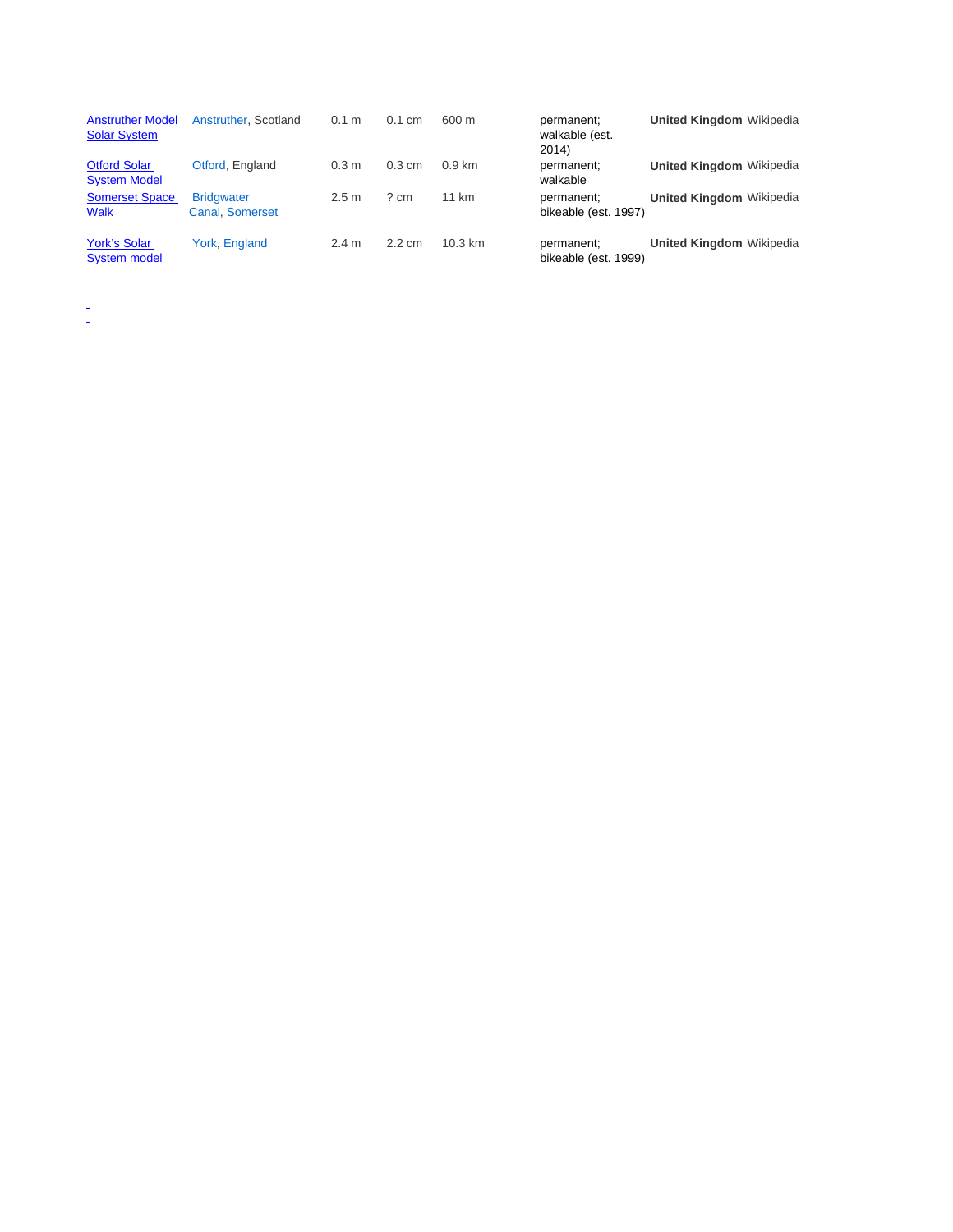| | | | | | | | |
|---|---|---|---|---|---|---|---|
| Anstruther Model Solar System | Anstruther, Scotland | 0.1 m | 0.1 cm | 600 m | permanent; walkable (est. 2014) | **United Kingdom** | Wikipedia |
| Otford Solar System Model | Otford, England | 0.3 m | 0.3 cm | 0.9 km | permanent; walkable | **United Kingdom** | Wikipedia |
| Somerset Space Walk | Bridgwater Canal, Somerset | 2.5 m | ? cm | 11 km | permanent; bikeable (est. 1997) | **United Kingdom** | Wikipedia |
| York's Solar System model | York, England | 2.4 m | 2.2 cm | 10.3 km | permanent; bikeable (est. 1999) | **United Kingdom** | Wikipedia |